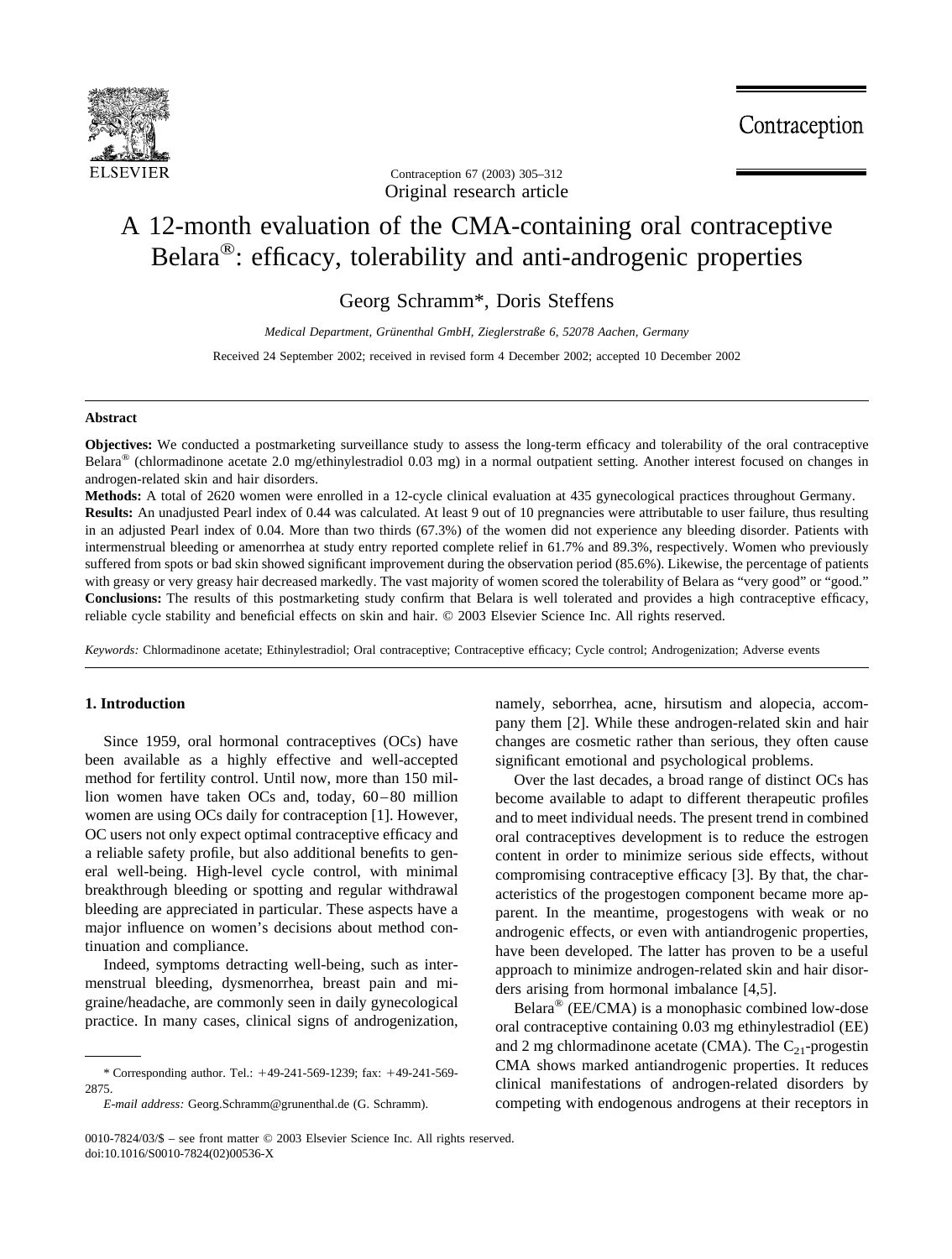Original research article

# A 12-month evaluation of the CMA-containing oral contraceptive Belara®: efficacy, tolerability and anti-androgenic properties

Georg Schramm*, Doris Steffens

*Medical Department, Grünenthal GmbH, Zieglerstraße 6, 52078 Aachen, Germany*

Received 24 September 2002; received in revised form 4 December 2002; accepted 10 December 2002

## Abstract

**Objectives:** We conducted a postmarketing surveillance study to assess the long-term efficacy and tolerability of the oral contraceptive Belara® (chlormadinone acetate 2.0 mg/ethinylestradiol 0.03 mg) in a normal outpatient setting. Another interest focused on changes in androgen-related skin and hair disorders.

**Methods:** A total of 2620 women were enrolled in a 12-cycle clinical evaluation at 435 gynecological practices throughout Germany.

**Results:** An unadjusted Pearl index of 0.44 was calculated. At least 9 out of 10 pregnancies were attributable to user failure, thus resulting in an adjusted Pearl index of 0.04. More than two thirds (67.3%) of the women did not experience any bleeding disorder. Patients with intermenstrual bleeding or amenorrhea at study entry reported complete relief in 61.7% and 89.3%, respectively. Women who previously suffered from spots or bad skin showed significant improvement during the observation period (85.6%). Likewise, the percentage of patients with greasy or very greasy hair decreased markedly. The vast majority of women scored the tolerability of Belara as "very good" or "good."

**Conclusions:** The results of this postmarketing study confirm that Belara is well tolerated and provides a high contraceptive efficacy, reliable cycle stability and beneficial effects on skin and hair. © 2003 Elsevier Science Inc. All rights reserved.

*Keywords:* Chlormadinone acetate; Ethinylestradiol; Oral contraceptive; Contraceptive efficacy; Cycle control; Androgenization; Adverse events

## 1. Introduction

Since 1959, oral hormonal contraceptives (OCs) have been available as a highly effective and well-accepted method for fertility control. Until now, more than 150 million women have taken OCs and, today, 60–80 million women are using OCs daily for contraception [1]. However, OC users not only expect optimal contraceptive efficacy and a reliable safety profile, but also additional benefits to general well-being. High-level cycle control, with minimal breakthrough bleeding or spotting and regular withdrawal bleeding are appreciated in particular. These aspects have a major influence on women's decisions about method continuation and compliance.

Indeed, symptoms detracting well-being, such as intermenstrual bleeding, dysmenorrhea, breast pain and migraine/headache, are commonly seen in daily gynecological practice. In many cases, clinical signs of androgenization, namely, seborrhea, acne, hirsutism and alopecia, accompany them [2]. While these androgen-related skin and hair changes are cosmetic rather than serious, they often cause significant emotional and psychological problems.

Over the last decades, a broad range of distinct OCs has become available to adapt to different therapeutic profiles and to meet individual needs. The present trend in combined oral contraceptives development is to reduce the estrogen content in order to minimize serious side effects, without compromising contraceptive efficacy [3]. By that, the characteristics of the progestogen component became more apparent. In the meantime, progestogens with weak or no androgenic effects, or even with antiandrogenic properties, have been developed. The latter has proven to be a useful approach to minimize androgen-related skin and hair disorders arising from hormonal imbalance [4,5].

Belara® (EE/CMA) is a monophasic combined low-dose oral contraceptive containing 0.03 mg ethinylestradiol (EE) and 2 mg chlormadinone acetate (CMA). The $C_{21}$-progestin CMA shows marked antiandrogenic properties. It reduces clinical manifestations of androgen-related disorders by competing with endogenous androgens at their receptors in

* Corresponding author. Tel.: +49-241-569-1239; fax: +49-241-569-2875.

*E-mail address:* Georg.Schramm@grunenthal.de (G. Schramm).

0010-7824/03/$ – see front matter © 2003 Elsevier Science Inc. All rights reserved.
doi:10.1016/S0010-7824(02)00536-X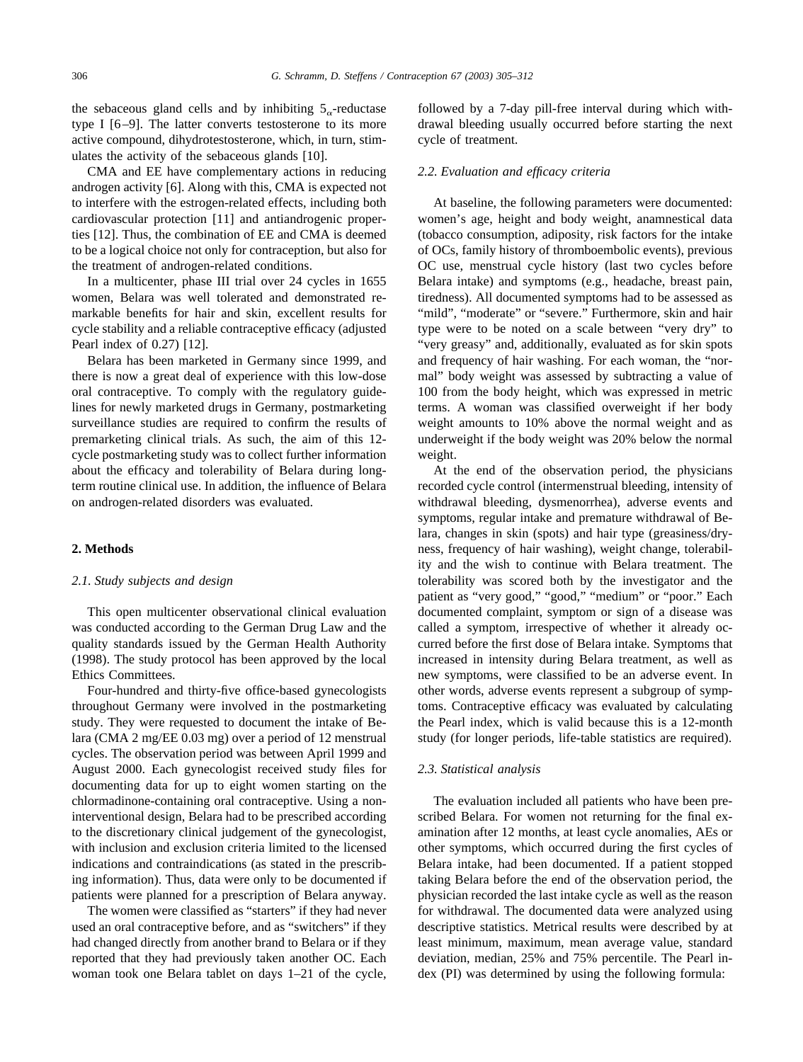the sebaceous gland cells and by inhibiting $5_{\alpha}$-reductase type I [6–9]. The latter converts testosterone to its more active compound, dihydrotestosterone, which, in turn, stimulates the activity of the sebaceous glands [10].

CMA and EE have complementary actions in reducing androgen activity [6]. Along with this, CMA is expected not to interfere with the estrogen-related effects, including both cardiovascular protection [11] and antiandrogenic properties [12]. Thus, the combination of EE and CMA is deemed to be a logical choice not only for contraception, but also for the treatment of androgen-related conditions.

In a multicenter, phase III trial over 24 cycles in 1655 women, Belara was well tolerated and demonstrated remarkable benefits for hair and skin, excellent results for cycle stability and a reliable contraceptive efficacy (adjusted Pearl index of 0.27) [12].

Belara has been marketed in Germany since 1999, and there is now a great deal of experience with this low-dose oral contraceptive. To comply with the regulatory guidelines for newly marketed drugs in Germany, postmarketing surveillance studies are required to confirm the results of premarketing clinical trials. As such, the aim of this 12-cycle postmarketing study was to collect further information about the efficacy and tolerability of Belara during long-term routine clinical use. In addition, the influence of Belara on androgen-related disorders was evaluated.

## 2. Methods

### *2.1. Study subjects and design*

This open multicenter observational clinical evaluation was conducted according to the German Drug Law and the quality standards issued by the German Health Authority (1998). The study protocol has been approved by the local Ethics Committees.

Four-hundred and thirty-five office-based gynecologists throughout Germany were involved in the postmarketing study. They were requested to document the intake of Belara (CMA 2 mg/EE 0.03 mg) over a period of 12 menstrual cycles. The observation period was between April 1999 and August 2000. Each gynecologist received study files for documenting data for up to eight women starting on the chlormadinone-containing oral contraceptive. Using a non-interventional design, Belara had to be prescribed according to the discretionary clinical judgement of the gynecologist, with inclusion and exclusion criteria limited to the licensed indications and contraindications (as stated in the prescribing information). Thus, data were only to be documented if patients were planned for a prescription of Belara anyway.

The women were classified as "starters" if they had never used an oral contraceptive before, and as "switchers" if they had changed directly from another brand to Belara or if they reported that they had previously taken another OC. Each woman took one Belara tablet on days 1–21 of the cycle, followed by a 7-day pill-free interval during which withdrawal bleeding usually occurred before starting the next cycle of treatment.

### *2.2. Evaluation and efficacy criteria*

At baseline, the following parameters were documented: women's age, height and body weight, anamnestical data (tobacco consumption, adiposity, risk factors for the intake of OCs, family history of thromboembolic events), previous OC use, menstrual cycle history (last two cycles before Belara intake) and symptoms (e.g., headache, breast pain, tiredness). All documented symptoms had to be assessed as "mild", "moderate" or "severe." Furthermore, skin and hair type were to be noted on a scale between "very dry" to "very greasy" and, additionally, evaluated as for skin spots and frequency of hair washing. For each woman, the "normal" body weight was assessed by subtracting a value of 100 from the body height, which was expressed in metric terms. A woman was classified overweight if her body weight amounts to 10% above the normal weight and as underweight if the body weight was 20% below the normal weight.

At the end of the observation period, the physicians recorded cycle control (intermenstrual bleeding, intensity of withdrawal bleeding, dysmenorrhea), adverse events and symptoms, regular intake and premature withdrawal of Belara, changes in skin (spots) and hair type (greasiness/dryness, frequency of hair washing), weight change, tolerability and the wish to continue with Belara treatment. The tolerability was scored both by the investigator and the patient as "very good," "good," "medium" or "poor." Each documented complaint, symptom or sign of a disease was called a symptom, irrespective of whether it already occurred before the first dose of Belara intake. Symptoms that increased in intensity during Belara treatment, as well as new symptoms, were classified to be an adverse event. In other words, adverse events represent a subgroup of symptoms. Contraceptive efficacy was evaluated by calculating the Pearl index, which is valid because this is a 12-month study (for longer periods, life-table statistics are required).

### *2.3. Statistical analysis*

The evaluation included all patients who have been prescribed Belara. For women not returning for the final examination after 12 months, at least cycle anomalies, AEs or other symptoms, which occurred during the first cycles of Belara intake, had been documented. If a patient stopped taking Belara before the end of the observation period, the physician recorded the last intake cycle as well as the reason for withdrawal. The documented data were analyzed using descriptive statistics. Metrical results were described by at least minimum, maximum, mean average value, standard deviation, median, 25% and 75% percentile. The Pearl index (PI) was determined by using the following formula: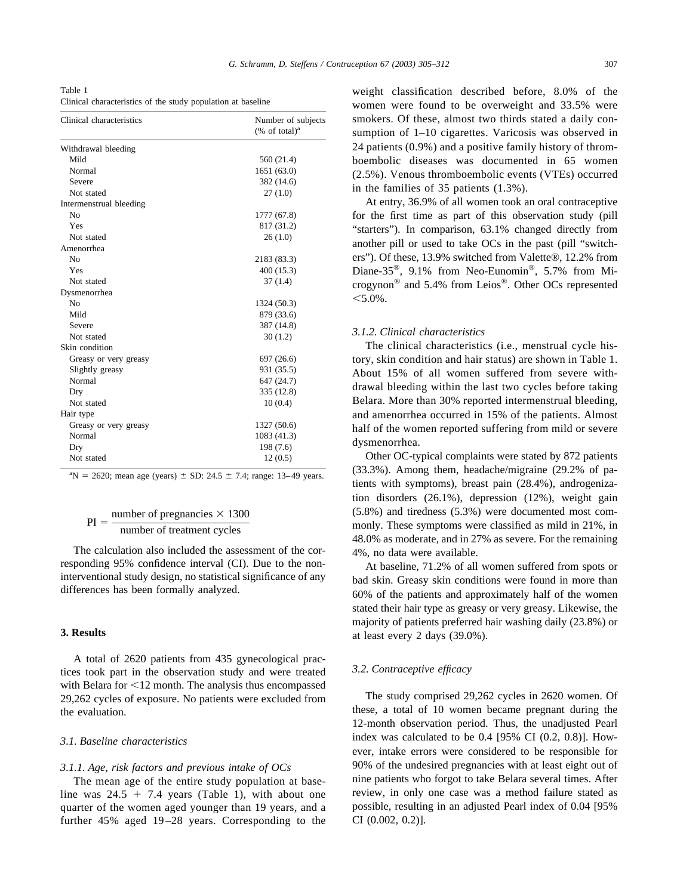Table 1
Clinical characteristics of the study population at baseline

| Clinical characteristics | Number of subjects (% of total)[a] |
|---|---|
| Withdrawal bleeding | |
| Mild | 560 (21.4) |
| Normal | 1651 (63.0) |
| Severe | 382 (14.6) |
| Not stated | 27 (1.0) |
| Intermenstrual bleeding | |
| No | 1777 (67.8) |
| Yes | 817 (31.2) |
| Not stated | 26 (1.0) |
| Amenorrhea | |
| No | 2183 (83.3) |
| Yes | 400 (15.3) |
| Not stated | 37 (1.4) |
| Dysmenorrhea | |
| No | 1324 (50.3) |
| Mild | 879 (33.6) |
| Severe | 387 (14.8) |
| Not stated | 30 (1.2) |
| Skin condition | |
| Greasy or very greasy | 697 (26.6) |
| Slightly greasy | 931 (35.5) |
| Normal | 647 (24.7) |
| Dry | 335 (12.8) |
| Not stated | 10 (0.4) |
| Hair type | |
| Greasy or very greasy | 1327 (50.6) |
| Normal | 1083 (41.3) |
| Dry | 198 (7.6) |
| Not stated | 12 (0.5) |

[a] N = 2620; mean age (years) ± SD: 24.5 ± 7.4; range: 13–49 years.

$$PI = \frac{\text{number of pregnancies} \times 1300}{\text{number of treatment cycles}}$$

The calculation also included the assessment of the corresponding 95% confidence interval (CI). Due to the non-interventional study design, no statistical significance of any differences has been formally analyzed.

## 3. Results

A total of 2620 patients from 435 gynecological practices took part in the observation study and were treated with Belara for <12 month. The analysis thus encompassed 29,262 cycles of exposure. No patients were excluded from the evaluation.

### 3.1. Baseline characteristics

#### 3.1.1. Age, risk factors and previous intake of OCs

The mean age of the entire study population at baseline was 24.5 + 7.4 years (Table 1), with about one quarter of the women aged younger than 19 years, and a further 45% aged 19–28 years. Corresponding to the weight classification described before, 8.0% of the women were found to be overweight and 33.5% were smokers. Of these, almost two thirds stated a daily consumption of 1–10 cigarettes. Varicosis was observed in 24 patients (0.9%) and a positive family history of thromboembolic diseases was documented in 65 women (2.5%). Venous thromboembolic events (VTEs) occurred in the families of 35 patients (1.3%).

At entry, 36.9% of all women took an oral contraceptive for the first time as part of this observation study (pill "starters"). In comparison, 63.1% changed directly from another pill or used to take OCs in the past (pill "switchers"). Of these, 13.9% switched from Valette®, 12.2% from Diane-35®, 9.1% from Neo-Eunomin®, 5.7% from Microgynon® and 5.4% from Leios®. Other OCs represented <5.0%.

#### 3.1.2. Clinical characteristics

The clinical characteristics (i.e., menstrual cycle history, skin condition and hair status) are shown in Table 1. About 15% of all women suffered from severe withdrawal bleeding within the last two cycles before taking Belara. More than 30% reported intermenstrual bleeding, and amenorrhea occurred in 15% of the patients. Almost half of the women reported suffering from mild or severe dysmenorrhea.

Other OC-typical complaints were stated by 872 patients (33.3%). Among them, headache/migraine (29.2% of patients with symptoms), breast pain (28.4%), androgenization disorders (26.1%), depression (12%), weight gain (5.8%) and tiredness (5.3%) were documented most commonly. These symptoms were classified as mild in 21%, in 48.0% as moderate, and in 27% as severe. For the remaining 4%, no data were available.

At baseline, 71.2% of all women suffered from spots or bad skin. Greasy skin conditions were found in more than 60% of the patients and approximately half of the women stated their hair type as greasy or very greasy. Likewise, the majority of patients preferred hair washing daily (23.8%) or at least every 2 days (39.0%).

### 3.2. Contraceptive efficacy

The study comprised 29,262 cycles in 2620 women. Of these, a total of 10 women became pregnant during the 12-month observation period. Thus, the unadjusted Pearl index was calculated to be 0.4 [95% CI (0.2, 0.8)]. However, intake errors were considered to be responsible for 90% of the undesired pregnancies with at least eight out of nine patients who forgot to take Belara several times. After review, in only one case was a method failure stated as possible, resulting in an adjusted Pearl index of 0.04 [95% CI (0.002, 0.2)].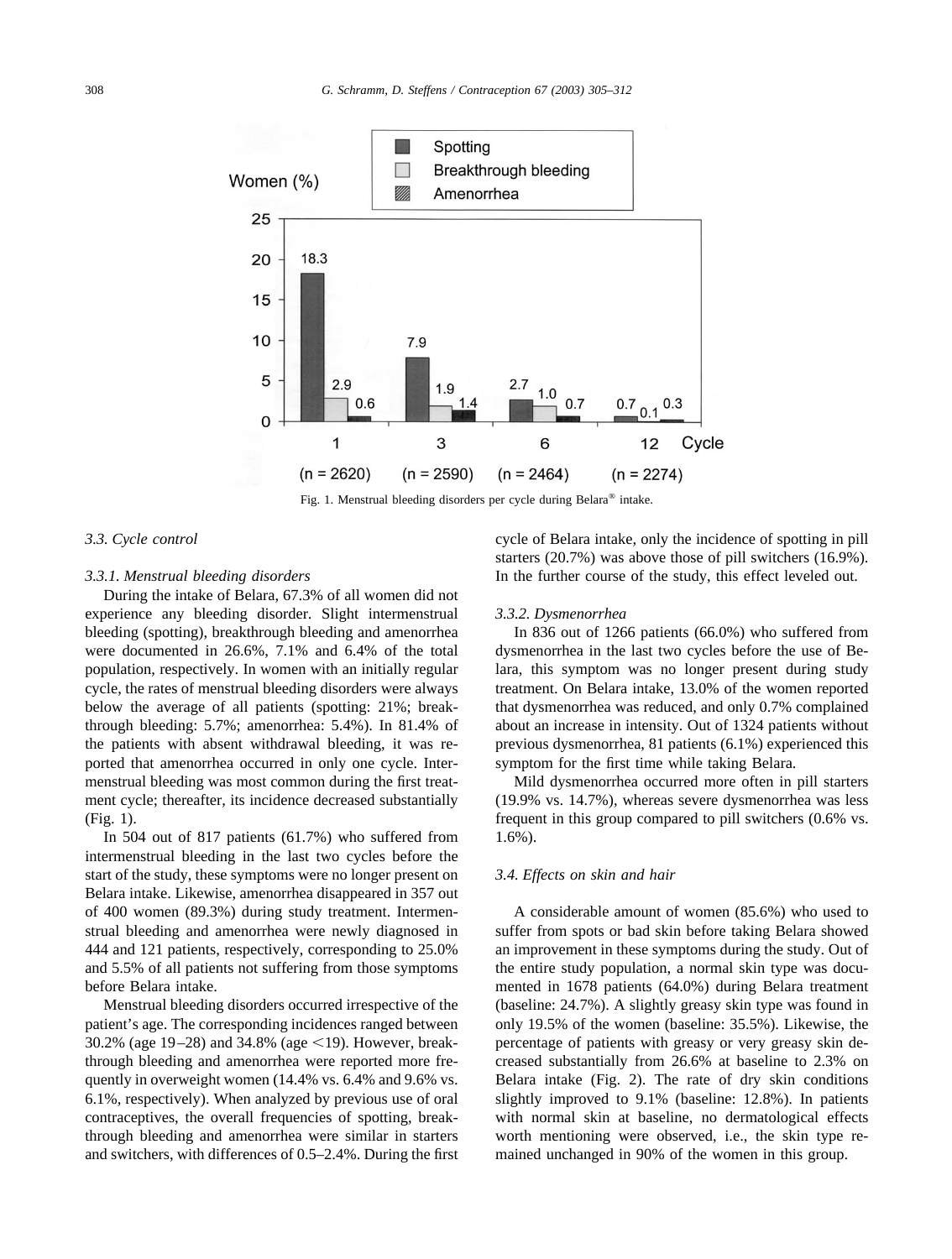Fig. 1. Menstrual bleeding disorders per cycle during Belara® intake.

### 3.3. Cycle control

#### 3.3.1. Menstrual bleeding disorders

During the intake of Belara, 67.3% of all women did not experience any bleeding disorder. Slight intermenstrual bleeding (spotting), breakthrough bleeding and amenorrhea were documented in 26.6%, 7.1% and 6.4% of the total population, respectively. In women with an initially regular cycle, the rates of menstrual bleeding disorders were always below the average of all patients (spotting: 21%; breakthrough bleeding: 5.7%; amenorrhea: 5.4%). In 81.4% of the patients with absent withdrawal bleeding, it was reported that amenorrhea occurred in only one cycle. Intermenstrual bleeding was most common during the first treatment cycle; thereafter, its incidence decreased substantially (Fig. 1).

In 504 out of 817 patients (61.7%) who suffered from intermenstrual bleeding in the last two cycles before the start of the study, these symptoms were no longer present on Belara intake. Likewise, amenorrhea disappeared in 357 out of 400 women (89.3%) during study treatment. Intermenstrual bleeding and amenorrhea were newly diagnosed in 444 and 121 patients, respectively, corresponding to 25.0% and 5.5% of all patients not suffering from those symptoms before Belara intake.

Menstrual bleeding disorders occurred irrespective of the patient's age. The corresponding incidences ranged between 30.2% (age 19–28) and 34.8% (age <19). However, breakthrough bleeding and amenorrhea were reported more frequently in overweight women (14.4% vs. 6.4% and 9.6% vs. 6.1%, respectively). When analyzed by previous use of oral contraceptives, the overall frequencies of spotting, breakthrough bleeding and amenorrhea were similar in starters and switchers, with differences of 0.5–2.4%. During the first cycle of Belara intake, only the incidence of spotting in pill starters (20.7%) was above those of pill switchers (16.9%). In the further course of the study, this effect leveled out.

#### 3.3.2. Dysmenorrhea

In 836 out of 1266 patients (66.0%) who suffered from dysmenorrhea in the last two cycles before the use of Belara, this symptom was no longer present during study treatment. On Belara intake, 13.0% of the women reported that dysmenorrhea was reduced, and only 0.7% complained about an increase in intensity. Out of 1324 patients without previous dysmenorrhea, 81 patients (6.1%) experienced this symptom for the first time while taking Belara.

Mild dysmenorrhea occurred more often in pill starters (19.9% vs. 14.7%), whereas severe dysmenorrhea was less frequent in this group compared to pill switchers (0.6% vs. 1.6%).

### 3.4. Effects on skin and hair

A considerable amount of women (85.6%) who used to suffer from spots or bad skin before taking Belara showed an improvement in these symptoms during the study. Out of the entire study population, a normal skin type was documented in 1678 patients (64.0%) during Belara treatment (baseline: 24.7%). A slightly greasy skin type was found in only 19.5% of the women (baseline: 35.5%). Likewise, the percentage of patients with greasy or very greasy skin decreased substantially from 26.6% at baseline to 2.3% on Belara intake (Fig. 2). The rate of dry skin conditions slightly improved to 9.1% (baseline: 12.8%). In patients with normal skin at baseline, no dermatological effects worth mentioning were observed, i.e., the skin type remained unchanged in 90% of the women in this group.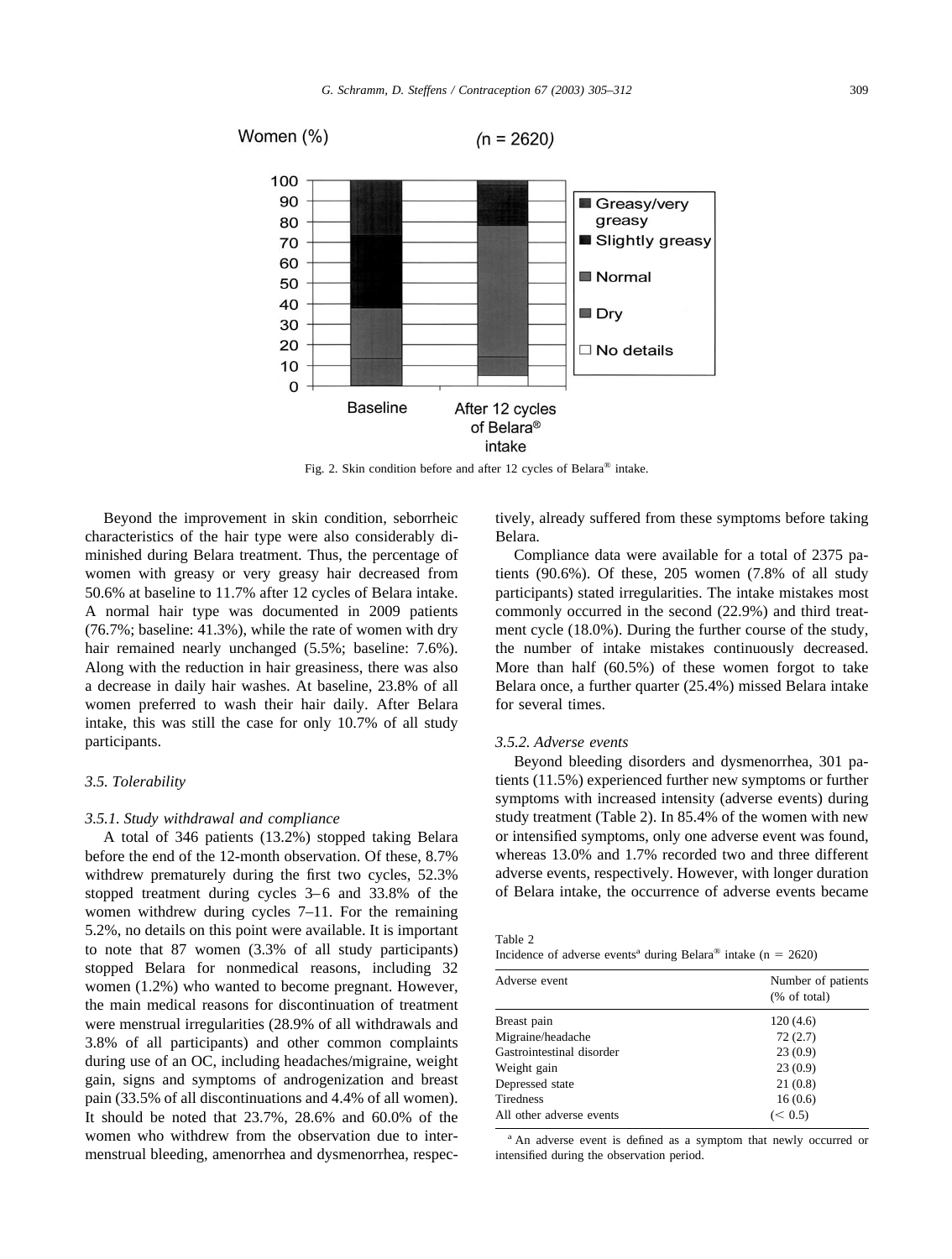Fig. 2. Skin condition before and after 12 cycles of Belara® intake.

Beyond the improvement in skin condition, seborrheic characteristics of the hair type were also considerably diminished during Belara treatment. Thus, the percentage of women with greasy or very greasy hair decreased from 50.6% at baseline to 11.7% after 12 cycles of Belara intake. A normal hair type was documented in 2009 patients (76.7%; baseline: 41.3%), while the rate of women with dry hair remained nearly unchanged (5.5%; baseline: 7.6%). Along with the reduction in hair greasiness, there was also a decrease in daily hair washes. At baseline, 23.8% of all women preferred to wash their hair daily. After Belara intake, this was still the case for only 10.7% of all study participants.

### 3.5. Tolerability

#### 3.5.1. Study withdrawal and compliance

A total of 346 patients (13.2%) stopped taking Belara before the end of the 12-month observation. Of these, 8.7% withdrew prematurely during the first two cycles, 52.3% stopped treatment during cycles 3–6 and 33.8% of the women withdrew during cycles 7–11. For the remaining 5.2%, no details on this point were available. It is important to note that 87 women (3.3% of all study participants) stopped Belara for nonmedical reasons, including 32 women (1.2%) who wanted to become pregnant. However, the main medical reasons for discontinuation of treatment were menstrual irregularities (28.9% of all withdrawals and 3.8% of all participants) and other common complaints during use of an OC, including headaches/migraine, weight gain, signs and symptoms of androgenization and breast pain (33.5% of all discontinuations and 4.4% of all women). It should be noted that 23.7%, 28.6% and 60.0% of the women who withdrew from the observation due to intermenstrual bleeding, amenorrhea and dysmenorrhea, respectively, already suffered from these symptoms before taking Belara.

Compliance data were available for a total of 2375 patients (90.6%). Of these, 205 women (7.8% of all study participants) stated irregularities. The intake mistakes most commonly occurred in the second (22.9%) and third treatment cycle (18.0%). During the further course of the study, the number of intake mistakes continuously decreased. More than half (60.5%) of these women forgot to take Belara once, a further quarter (25.4%) missed Belara intake for several times.

#### 3.5.2. Adverse events

Beyond bleeding disorders and dysmenorrhea, 301 patients (11.5%) experienced further new symptoms or further symptoms with increased intensity (adverse events) during study treatment (Table 2). In 85.4% of the women with new or intensified symptoms, only one adverse event was found, whereas 13.0% and 1.7% recorded two and three different adverse events, respectively. However, with longer duration of Belara intake, the occurrence of adverse events became

Table 2
Incidence of adverse events[a] during Belara® intake (n = 2620)

| Adverse event | Number of patients (% of total) |
|---|---|
| Breast pain | 120 (4.6) |
| Migraine/headache | 72 (2.7) |
| Gastrointestinal disorder | 23 (0.9) |
| Weight gain | 23 (0.9) |
| Depressed state | 21 (0.8) |
| Tiredness | 16 (0.6) |
| All other adverse events | (< 0.5) |

[a] An adverse event is defined as a symptom that newly occurred or intensified during the observation period.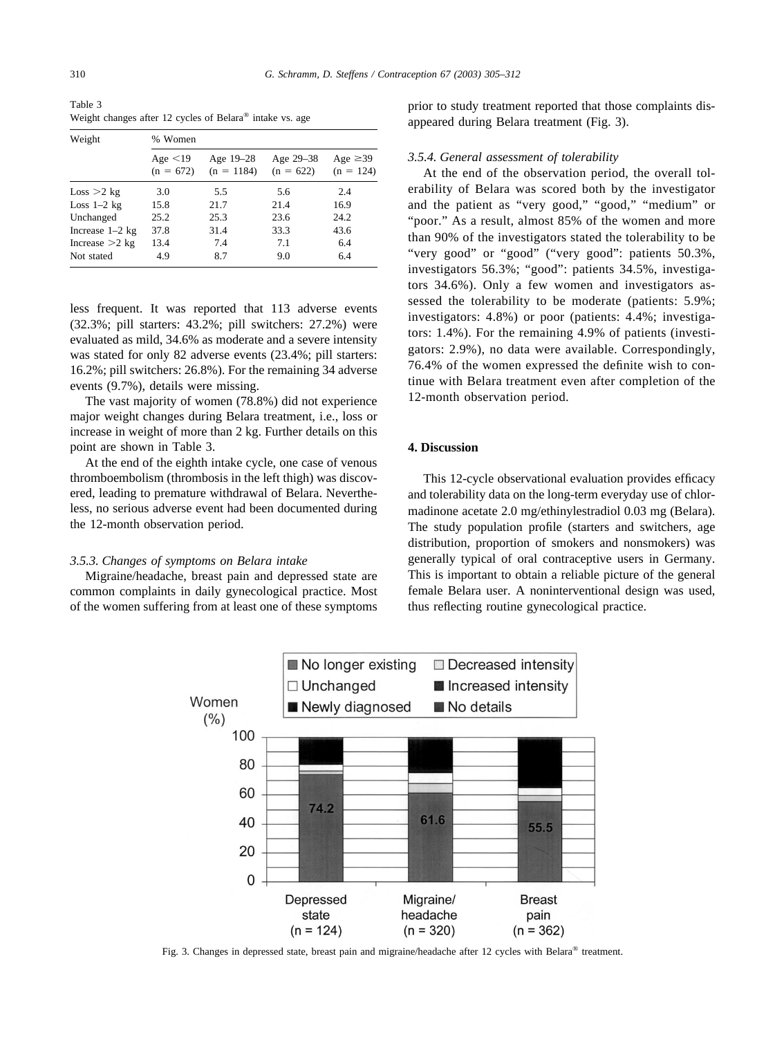Table 3
Weight changes after 12 cycles of Belara® intake vs. age

| Weight | % Women | | | |
|---|---|---|---|---|
| | Age <19 (n = 672) | Age 19–28 (n = 1184) | Age 29–38 (n = 622) | Age ≥39 (n = 124) |
| Loss >2 kg | 3.0 | 5.5 | 5.6 | 2.4 |
| Loss 1–2 kg | 15.8 | 21.7 | 21.4 | 16.9 |
| Unchanged | 25.2 | 25.3 | 23.6 | 24.2 |
| Increase 1–2 kg | 37.8 | 31.4 | 33.3 | 43.6 |
| Increase >2 kg | 13.4 | 7.4 | 7.1 | 6.4 |
| Not stated | 4.9 | 8.7 | 9.0 | 6.4 |

less frequent. It was reported that 113 adverse events (32.3%; pill starters: 43.2%; pill switchers: 27.2%) were evaluated as mild, 34.6% as moderate and a severe intensity was stated for only 82 adverse events (23.4%; pill starters: 16.2%; pill switchers: 26.8%). For the remaining 34 adverse events (9.7%), details were missing.

The vast majority of women (78.8%) did not experience major weight changes during Belara treatment, i.e., loss or increase in weight of more than 2 kg. Further details on this point are shown in Table 3.

At the end of the eighth intake cycle, one case of venous thromboembolism (thrombosis in the left thigh) was discovered, leading to premature withdrawal of Belara. Nevertheless, no serious adverse event had been documented during the 12-month observation period.

### *3.5.3. Changes of symptoms on Belara intake*

Migraine/headache, breast pain and depressed state are common complaints in daily gynecological practice. Most of the women suffering from at least one of these symptoms prior to study treatment reported that those complaints disappeared during Belara treatment (Fig. 3).

### *3.5.4. General assessment of tolerability*

At the end of the observation period, the overall tolerability of Belara was scored both by the investigator and the patient as "very good," "good," "medium" or "poor." As a result, almost 85% of the women and more than 90% of the investigators stated the tolerability to be "very good" or "good" ("very good": patients 50.3%, investigators 56.3%; "good": patients 34.5%, investigators 34.6%). Only a few women and investigators assessed the tolerability to be moderate (patients: 5.9%; investigators: 4.8%) or poor (patients: 4.4%; investigators: 1.4%). For the remaining 4.9% of patients (investigators: 2.9%), no data were available. Correspondingly, 76.4% of the women expressed the definite wish to continue with Belara treatment even after completion of the 12-month observation period.

## 4. Discussion

This 12-cycle observational evaluation provides efficacy and tolerability data on the long-term everyday use of chlormadinone acetate 2.0 mg/ethinylestradiol 0.03 mg (Belara). The study population profile (starters and switchers, age distribution, proportion of smokers and nonsmokers) was generally typical of oral contraceptive users in Germany. This is important to obtain a reliable picture of the general female Belara user. A noninterventional design was used, thus reflecting routine gynecological practice.

Fig. 3. Changes in depressed state, breast pain and migraine/headache after 12 cycles with Belara® treatment.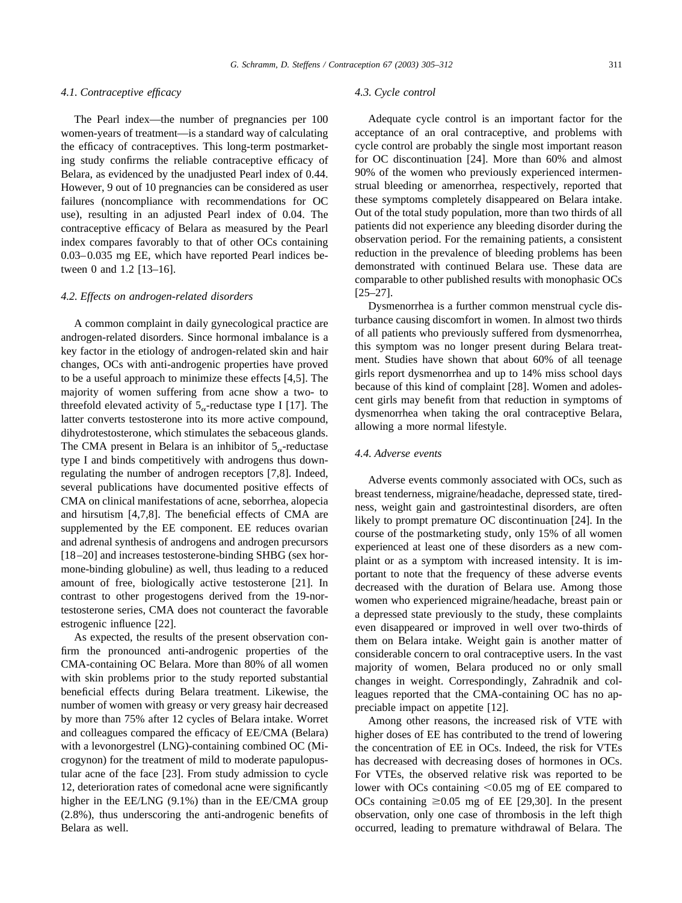### 4.1. Contraceptive efficacy

The Pearl index—the number of pregnancies per 100 women-years of treatment—is a standard way of calculating the efficacy of contraceptives. This long-term postmarketing study confirms the reliable contraceptive efficacy of Belara, as evidenced by the unadjusted Pearl index of 0.44. However, 9 out of 10 pregnancies can be considered as user failures (noncompliance with recommendations for OC use), resulting in an adjusted Pearl index of 0.04. The contraceptive efficacy of Belara as measured by the Pearl index compares favorably to that of other OCs containing 0.03–0.035 mg EE, which have reported Pearl indices between 0 and 1.2 [13–16].

### 4.2. Effects on androgen-related disorders

A common complaint in daily gynecological practice are androgen-related disorders. Since hormonal imbalance is a key factor in the etiology of androgen-related skin and hair changes, OCs with anti-androgenic properties have proved to be a useful approach to minimize these effects [4,5]. The majority of women suffering from acne show a two- to threefold elevated activity of $5_\alpha$-reductase type I [17]. The latter converts testosterone into its more active compound, dihydrotestosterone, which stimulates the sebaceous glands. The CMA present in Belara is an inhibitor of $5_\alpha$-reductase type I and binds competitively with androgens thus downregulating the number of androgen receptors [7,8]. Indeed, several publications have documented positive effects of CMA on clinical manifestations of acne, seborrhea, alopecia and hirsutism [4,7,8]. The beneficial effects of CMA are supplemented by the EE component. EE reduces ovarian and adrenal synthesis of androgens and androgen precursors [18–20] and increases testosterone-binding SHBG (sex hormone-binding globuline) as well, thus leading to a reduced amount of free, biologically active testosterone [21]. In contrast to other progestogens derived from the 19-nortestosterone series, CMA does not counteract the favorable estrogenic influence [22].

As expected, the results of the present observation confirm the pronounced anti-androgenic properties of the CMA-containing OC Belara. More than 80% of all women with skin problems prior to the study reported substantial beneficial effects during Belara treatment. Likewise, the number of women with greasy or very greasy hair decreased by more than 75% after 12 cycles of Belara intake. Worret and colleagues compared the efficacy of EE/CMA (Belara) with a levonorgestrel (LNG)-containing combined OC (Microgynon) for the treatment of mild to moderate papulopustular acne of the face [23]. From study admission to cycle 12, deterioration rates of comedonal acne were significantly higher in the EE/LNG (9.1%) than in the EE/CMA group (2.8%), thus underscoring the anti-androgenic benefits of Belara as well.

### 4.3. Cycle control

Adequate cycle control is an important factor for the acceptance of an oral contraceptive, and problems with cycle control are probably the single most important reason for OC discontinuation [24]. More than 60% and almost 90% of the women who previously experienced intermenstrual bleeding or amenorrhea, respectively, reported that these symptoms completely disappeared on Belara intake. Out of the total study population, more than two thirds of all patients did not experience any bleeding disorder during the observation period. For the remaining patients, a consistent reduction in the prevalence of bleeding problems has been demonstrated with continued Belara use. These data are comparable to other published results with monophasic OCs [25–27].

Dysmenorrhea is a further common menstrual cycle disturbance causing discomfort in women. In almost two thirds of all patients who previously suffered from dysmenorrhea, this symptom was no longer present during Belara treatment. Studies have shown that about 60% of all teenage girls report dysmenorrhea and up to 14% miss school days because of this kind of complaint [28]. Women and adolescent girls may benefit from that reduction in symptoms of dysmenorrhea when taking the oral contraceptive Belara, allowing a more normal lifestyle.

### 4.4. Adverse events

Adverse events commonly associated with OCs, such as breast tenderness, migraine/headache, depressed state, tiredness, weight gain and gastrointestinal disorders, are often likely to prompt premature OC discontinuation [24]. In the course of the postmarketing study, only 15% of all women experienced at least one of these disorders as a new complaint or as a symptom with increased intensity. It is important to note that the frequency of these adverse events decreased with the duration of Belara use. Among those women who experienced migraine/headache, breast pain or a depressed state previously to the study, these complaints even disappeared or improved in well over two-thirds of them on Belara intake. Weight gain is another matter of considerable concern to oral contraceptive users. In the vast majority of women, Belara produced no or only small changes in weight. Correspondingly, Zahradnik and colleagues reported that the CMA-containing OC has no appreciable impact on appetite [12].

Among other reasons, the increased risk of VTE with higher doses of EE has contributed to the trend of lowering the concentration of EE in OCs. Indeed, the risk for VTEs has decreased with decreasing doses of hormones in OCs. For VTEs, the observed relative risk was reported to be lower with OCs containing $<0.05$ mg of EE compared to OCs containing $\geq 0.05$ mg of EE [29,30]. In the present observation, only one case of thrombosis in the left thigh occurred, leading to premature withdrawal of Belara. The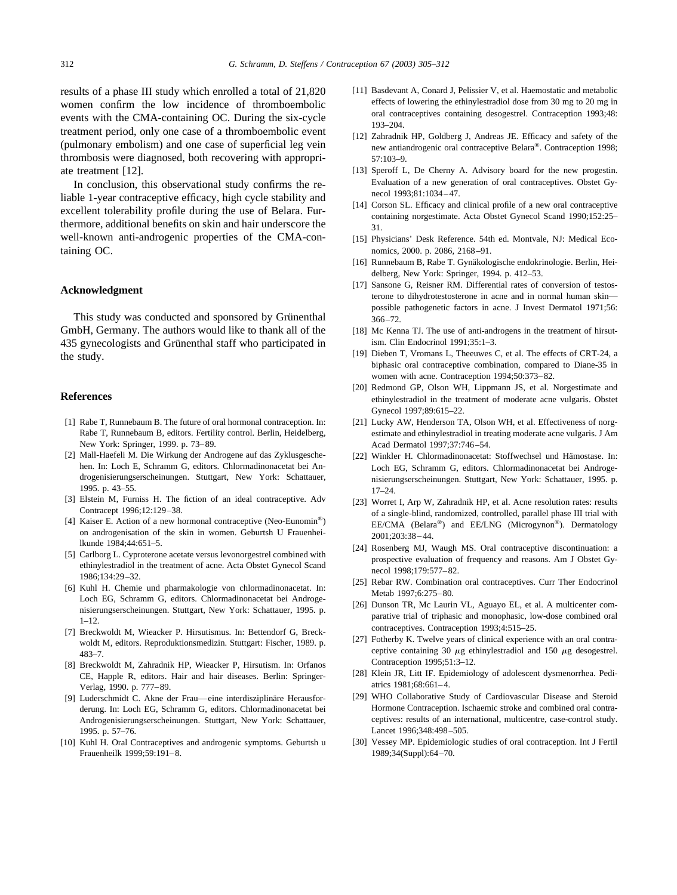results of a phase III study which enrolled a total of 21,820 women confirm the low incidence of thromboembolic events with the CMA-containing OC. During the six-cycle treatment period, only one case of a thromboembolic event (pulmonary embolism) and one case of superficial leg vein thrombosis were diagnosed, both recovering with appropriate treatment [12].

In conclusion, this observational study confirms the reliable 1-year contraceptive efficacy, high cycle stability and excellent tolerability profile during the use of Belara. Furthermore, additional benefits on skin and hair underscore the well-known anti-androgenic properties of the CMA-containing OC.

## Acknowledgment

This study was conducted and sponsored by Grünenthal GmbH, Germany. The authors would like to thank all of the 435 gynecologists and Grünenthal staff who participated in the study.

## References

[1] Rabe T, Runnebaum B. The future of oral hormonal contraception. In: Rabe T, Runnebaum B, editors. Fertility control. Berlin, Heidelberg, New York: Springer, 1999. p. 73–89.

[2] Mall-Haefeli M. Die Wirkung der Androgene auf das Zyklusgeschehen. In: Loch E, Schramm G, editors. Chlormadinonacetat bei Androgenisierungserscheinungen. Stuttgart, New York: Schattauer, 1995. p. 43–55.

[3] Elstein M, Furniss H. The fiction of an ideal contraceptive. Adv Contracept 1996;12:129–38.

[4] Kaiser E. Action of a new hormonal contraceptive (Neo-Eunomin®) on androgenisation of the skin in women. Geburtsh U Frauenheilkunde 1984;44:651–5.

[5] Carlborg L. Cyproterone acetate versus levonorgestrel combined with ethinylestradiol in the treatment of acne. Acta Obstet Gynecol Scand 1986;134:29–32.

[6] Kuhl H. Chemie und pharmakologie von chlormadinonacetat. In: Loch EG, Schramm G, editors. Chlormadinonacetat bei Androgenisierungserscheinungen. Stuttgart, New York: Schattauer, 1995. p. 1–12.

[7] Breckwoldt M, Wieacker P. Hirsutismus. In: Bettendorf G, Breckwoldt M, editors. Reproduktionsmedizin. Stuttgart: Fischer, 1989. p. 483–7.

[8] Breckwoldt M, Zahradnik HP, Wieacker P, Hirsutism. In: Orfanos CE, Happle R, editors. Hair and hair diseases. Berlin: Springer-Verlag, 1990. p. 777–89.

[9] Luderschmidt C. Akne der Frau—eine interdisziplinäre Herausforderung. In: Loch EG, Schramm G, editors. Chlormadinonacetat bei Androgenisierungserscheinungen. Stuttgart, New York: Schattauer, 1995. p. 57–76.

[10] Kuhl H. Oral Contraceptives and androgenic symptoms. Geburtsh u Frauenheilk 1999;59:191–8.

[11] Basdevant A, Conard J, Pelissier V, et al. Haemostatic and metabolic effects of lowering the ethinylestradiol dose from 30 mg to 20 mg in oral contraceptives containing desogestrel. Contraception 1993;48: 193–204.

[12] Zahradnik HP, Goldberg J, Andreas JE. Efficacy and safety of the new antiandrogenic oral contraceptive Belara®. Contraception 1998; 57:103–9.

[13] Speroff L, De Cherny A. Advisory board for the new progestin. Evaluation of a new generation of oral contraceptives. Obstet Gynecol 1993;81:1034–47.

[14] Corson SL. Efficacy and clinical profile of a new oral contraceptive containing norgestimate. Acta Obstet Gynecol Scand 1990;152:25–31.

[15] Physicians' Desk Reference. 54th ed. Montvale, NJ: Medical Economics, 2000. p. 2086, 2168–91.

[16] Runnebaum B, Rabe T. Gynäkologische endokrinologie. Berlin, Heidelberg, New York: Springer, 1994. p. 412–53.

[17] Sansone G, Reisner RM. Differential rates of conversion of testosterone to dihydrotestosterone in acne and in normal human skin—possible pathogenetic factors in acne. J Invest Dermatol 1971;56: 366–72.

[18] Mc Kenna TJ. The use of anti-androgens in the treatment of hirsutism. Clin Endocrinol 1991;35:1–3.

[19] Dieben T, Vromans L, Theeuwes C, et al. The effects of CRT-24, a biphasic oral contraceptive combination, compared to Diane-35 in women with acne. Contraception 1994;50:373–82.

[20] Redmond GP, Olson WH, Lippmann JS, et al. Norgestimate and ethinylestradiol in the treatment of moderate acne vulgaris. Obstet Gynecol 1997;89:615–22.

[21] Lucky AW, Henderson TA, Olson WH, et al. Effectiveness of norgestimate and ethinylestradiol in treating moderate acne vulgaris. J Am Acad Dermatol 1997;37:746–54.

[22] Winkler H. Chlormadinonacetat: Stoffwechsel und Hämostase. In: Loch EG, Schramm G, editors. Chlormadinonacetat bei Androgenisierungserscheinungen. Stuttgart, New York: Schattauer, 1995. p. 17–24.

[23] Worret I, Arp W, Zahradnik HP, et al. Acne resolution rates: results of a single-blind, randomized, controlled, parallel phase III trial with EE/CMA (Belara®) and EE/LNG (Microgynon®). Dermatology 2001;203:38–44.

[24] Rosenberg MJ, Waugh MS. Oral contraceptive discontinuation: a prospective evaluation of frequency and reasons. Am J Obstet Gynecol 1998;179:577–82.

[25] Rebar RW. Combination oral contraceptives. Curr Ther Endocrinol Metab 1997;6:275–80.

[26] Dunson TR, Mc Laurin VL, Aguayo EL, et al. A multicenter comparative trial of triphasic and monophasic, low-dose combined oral contraceptives. Contraception 1993;4:515–25.

[27] Fotherby K. Twelve years of clinical experience with an oral contraceptive containing 30 $\mu$g ethinylestradiol and 150 $\mu$g desogestrel. Contraception 1995;51:3–12.

[28] Klein JR, Litt IF. Epidemiology of adolescent dysmenorrhea. Pediatrics 1981;68:661–4.

[29] WHO Collaborative Study of Cardiovascular Disease and Steroid Hormone Contraception. Ischaemic stroke and combined oral contraceptives: results of an international, multicentre, case-control study. Lancet 1996;348:498–505.

[30] Vessey MP. Epidemiologic studies of oral contraception. Int J Fertil 1989;34(Suppl):64–70.